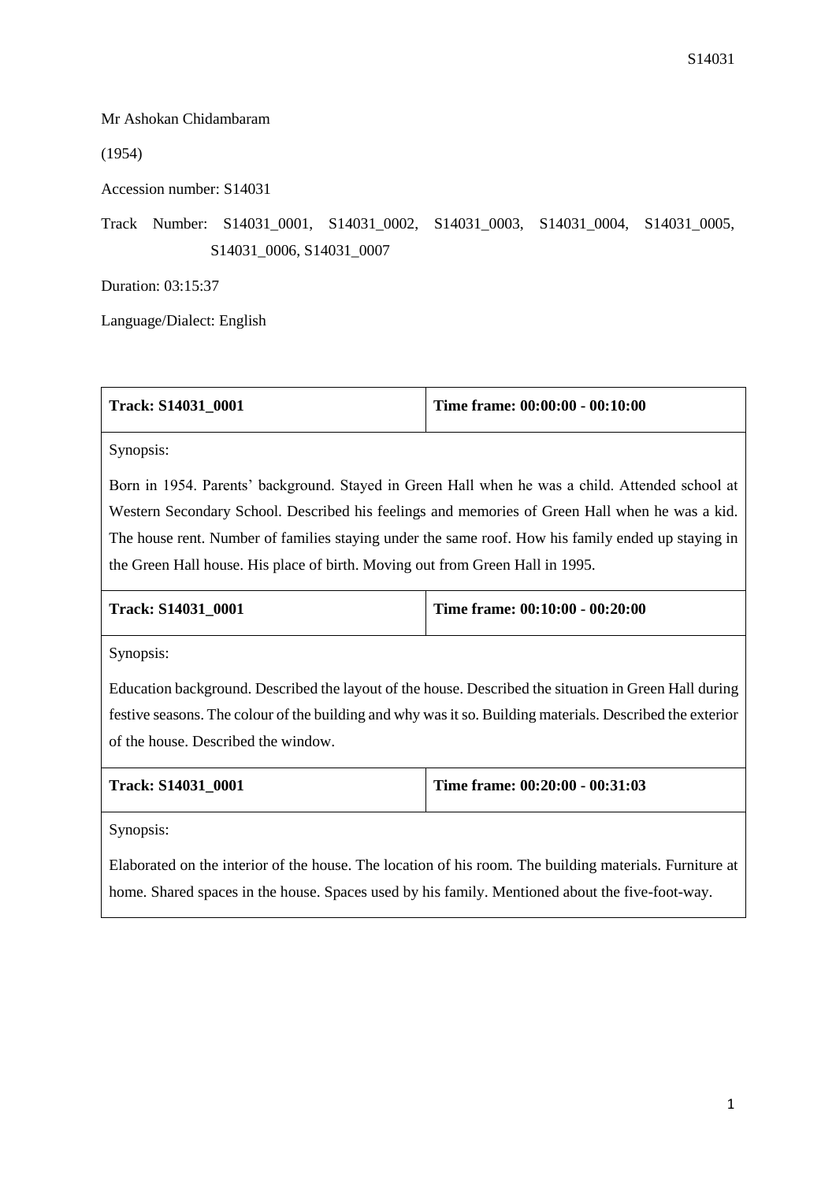Mr Ashokan Chidambaram

(1954)

Accession number: S14031

Track Number: S14031_0001, S14031_0002, S14031_0003, S14031_0004, S14031_0005, S14031_0006, S14031_0007

Duration: 03:15:37

Language/Dialect: English

| **Track: S14031_0001** | **Time frame: 00:00:00 - 00:10:00** |
|---|---|
| Synopsis: Born in 1954. Parents' background. Stayed in Green Hall when he was a child. Attended school at Western Secondary School. Described his feelings and memories of Green Hall when he was a kid. The house rent. Number of families staying under the same roof. How his family ended up staying in the Green Hall house. His place of birth. Moving out from Green Hall in 1995. | |
| **Track: S14031_0001** | **Time frame: 00:10:00 - 00:20:00** |
| Synopsis: Education background. Described the layout of the house. Described the situation in Green Hall during festive seasons. The colour of the building and why was it so. Building materials. Described the exterior of the house. Described the window. | |
| **Track: S14031_0001** | **Time frame: 00:20:00 - 00:31:03** |
| Synopsis: Elaborated on the interior of the house. The location of his room. The building materials. Furniture at home. Shared spaces in the house. Spaces used by his family. Mentioned about the five-foot-way. | |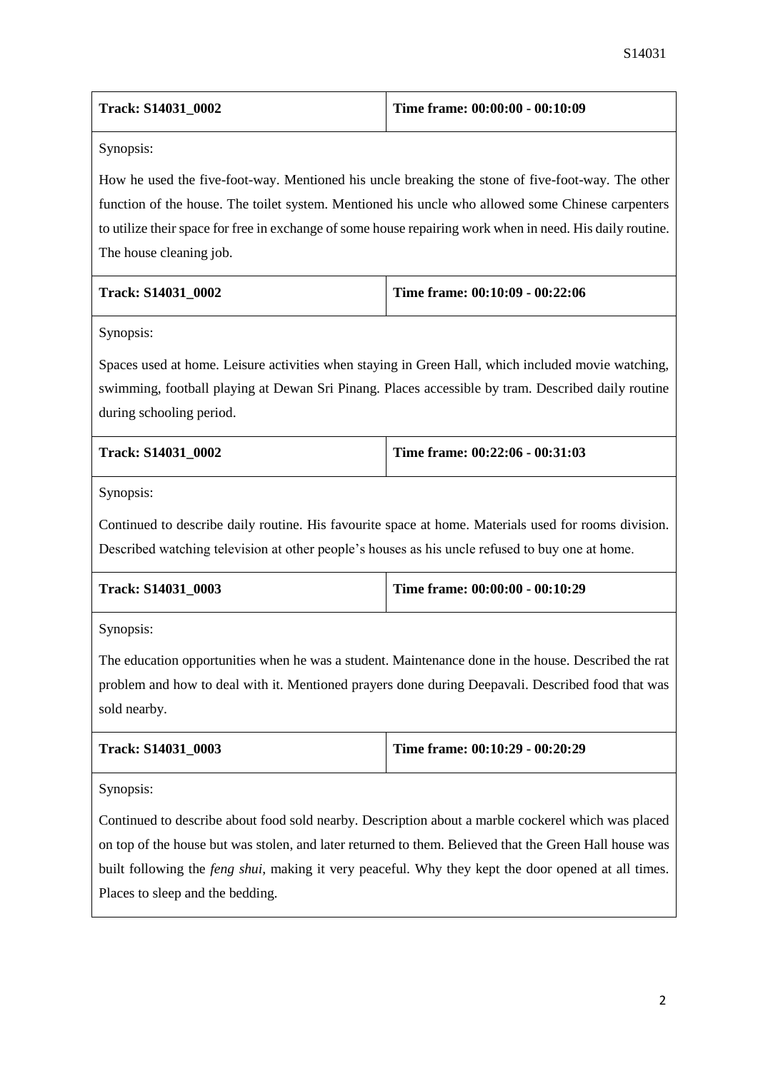| Track: S14031_0002 | Time frame: 00:00:00 - 00:10:09 |
| --- | --- |

Synopsis:

How he used the five-foot-way. Mentioned his uncle breaking the stone of five-foot-way. The other function of the house. The toilet system. Mentioned his uncle who allowed some Chinese carpenters to utilize their space for free in exchange of some house repairing work when in need. His daily routine. The house cleaning job.

| Track: S14031_0002 | Time frame: 00:10:09 - 00:22:06 |
| --- | --- |

Synopsis:

Spaces used at home. Leisure activities when staying in Green Hall, which included movie watching, swimming, football playing at Dewan Sri Pinang. Places accessible by tram. Described daily routine during schooling period.

| Track: S14031_0002 | Time frame: 00:22:06 - 00:31:03 |
| --- | --- |

Synopsis:

Continued to describe daily routine. His favourite space at home. Materials used for rooms division. Described watching television at other people's houses as his uncle refused to buy one at home.

| Track: S14031_0003 | Time frame: 00:00:00 - 00:10:29 |
| --- | --- |

Synopsis:

The education opportunities when he was a student. Maintenance done in the house. Described the rat problem and how to deal with it. Mentioned prayers done during Deepavali. Described food that was sold nearby.

| Track: S14031_0003 | Time frame: 00:10:29 - 00:20:29 |
| --- | --- |

Synopsis:

Continued to describe about food sold nearby. Description about a marble cockerel which was placed on top of the house but was stolen, and later returned to them. Believed that the Green Hall house was built following the *feng shui*, making it very peaceful. Why they kept the door opened at all times. Places to sleep and the bedding.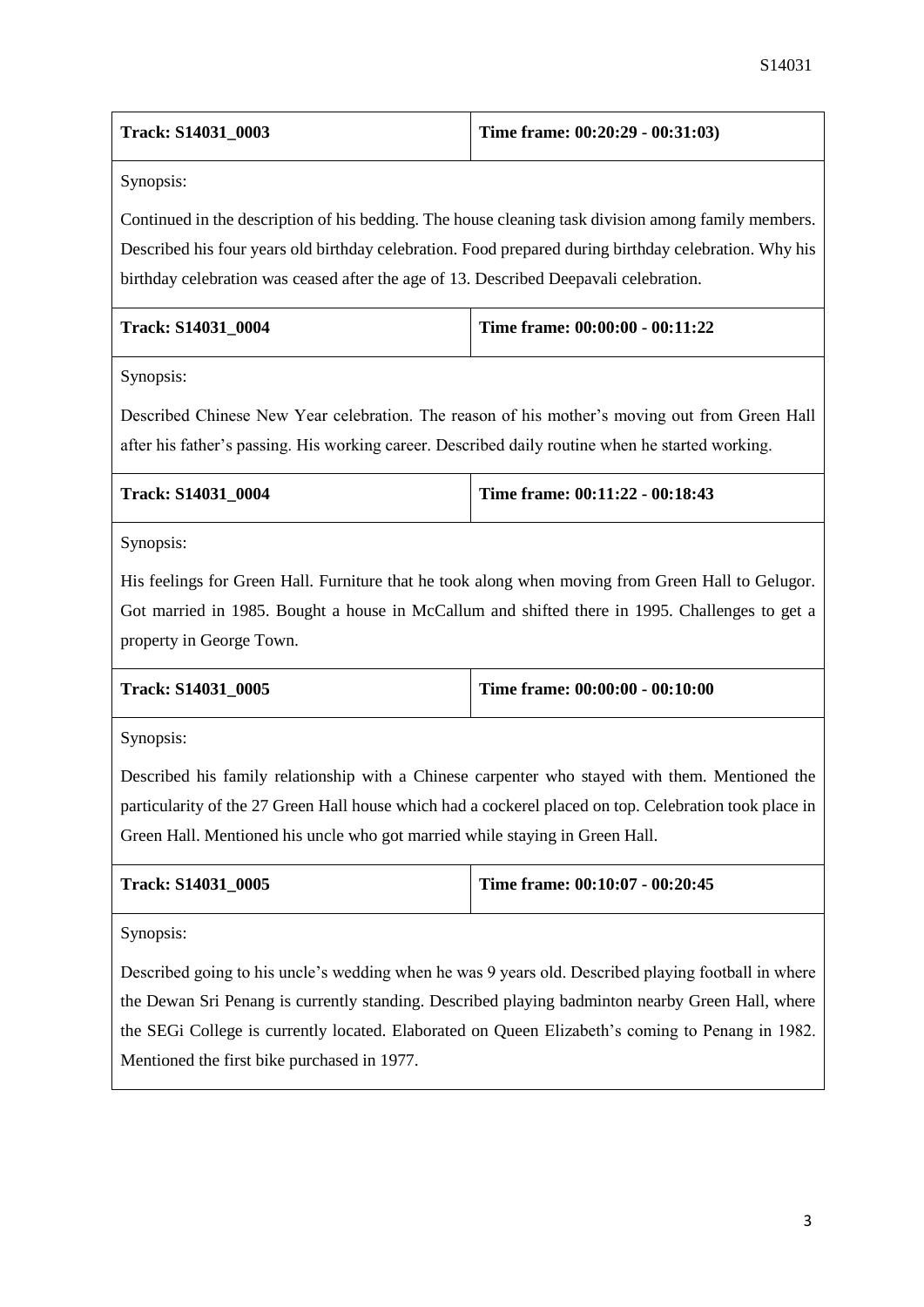| Track: S14031_0003 | Time frame: 00:20:29 - 00:31:03) |
|---|---|

Synopsis:

Continued in the description of his bedding. The house cleaning task division among family members. Described his four years old birthday celebration. Food prepared during birthday celebration. Why his birthday celebration was ceased after the age of 13. Described Deepavali celebration.

| Track: S14031_0004 | Time frame: 00:00:00 - 00:11:22 |
|---|---|

Synopsis:

Described Chinese New Year celebration. The reason of his mother's moving out from Green Hall after his father's passing. His working career. Described daily routine when he started working.

| Track: S14031_0004 | Time frame: 00:11:22 - 00:18:43 |
|---|---|

Synopsis:

His feelings for Green Hall. Furniture that he took along when moving from Green Hall to Gelugor. Got married in 1985. Bought a house in McCallum and shifted there in 1995. Challenges to get a property in George Town.

| Track: S14031_0005 | Time frame: 00:00:00 - 00:10:00 |
|---|---|

Synopsis:

Described his family relationship with a Chinese carpenter who stayed with them. Mentioned the particularity of the 27 Green Hall house which had a cockerel placed on top. Celebration took place in Green Hall. Mentioned his uncle who got married while staying in Green Hall.

| Track: S14031_0005 | Time frame: 00:10:07 - 00:20:45 |
|---|---|

Synopsis:

Described going to his uncle's wedding when he was 9 years old. Described playing football in where the Dewan Sri Penang is currently standing. Described playing badminton nearby Green Hall, where the SEGi College is currently located. Elaborated on Queen Elizabeth's coming to Penang in 1982. Mentioned the first bike purchased in 1977.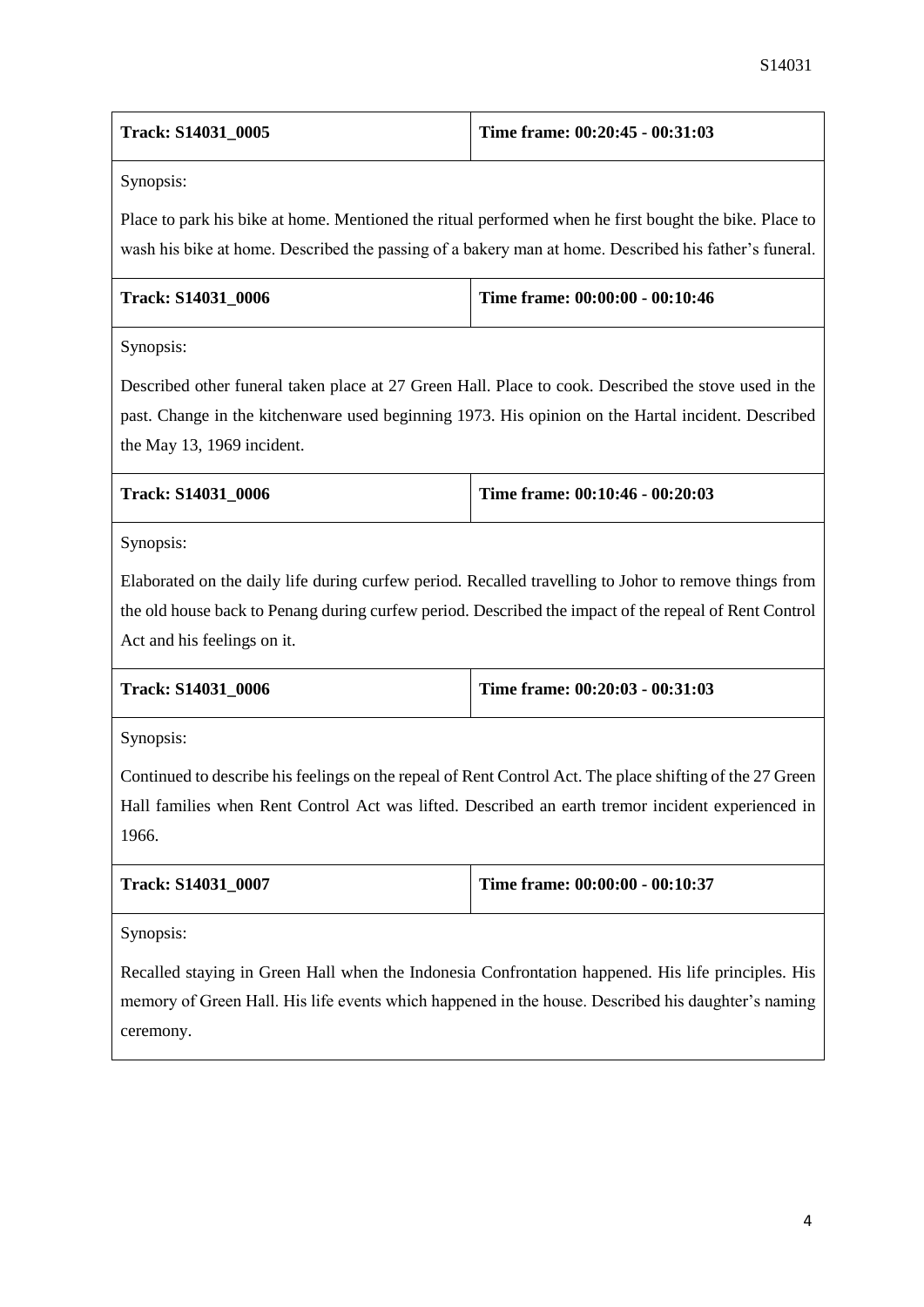| Track: S14031_0005 | Time frame: 00:20:45 - 00:31:03 |
|---|---|
| Synopsis: Place to park his bike at home. Mentioned the ritual performed when he first bought the bike. Place to wash his bike at home. Described the passing of a bakery man at home. Described his father's funeral. | |
| **Track: S14031_0006** | **Time frame: 00:00:00 - 00:10:46** |
| Synopsis: Described other funeral taken place at 27 Green Hall. Place to cook. Described the stove used in the past. Change in the kitchenware used beginning 1973. His opinion on the Hartal incident. Described the May 13, 1969 incident. | |
| **Track: S14031_0006** | **Time frame: 00:10:46 - 00:20:03** |
| Synopsis: Elaborated on the daily life during curfew period. Recalled travelling to Johor to remove things from the old house back to Penang during curfew period. Described the impact of the repeal of Rent Control Act and his feelings on it. | |
| **Track: S14031_0006** | **Time frame: 00:20:03 - 00:31:03** |
| Synopsis: Continued to describe his feelings on the repeal of Rent Control Act. The place shifting of the 27 Green Hall families when Rent Control Act was lifted. Described an earth tremor incident experienced in 1966. | |
| **Track: S14031_0007** | **Time frame: 00:00:00 - 00:10:37** |
| Synopsis: Recalled staying in Green Hall when the Indonesia Confrontation happened. His life principles. His memory of Green Hall. His life events which happened in the house. Described his daughter's naming ceremony. | |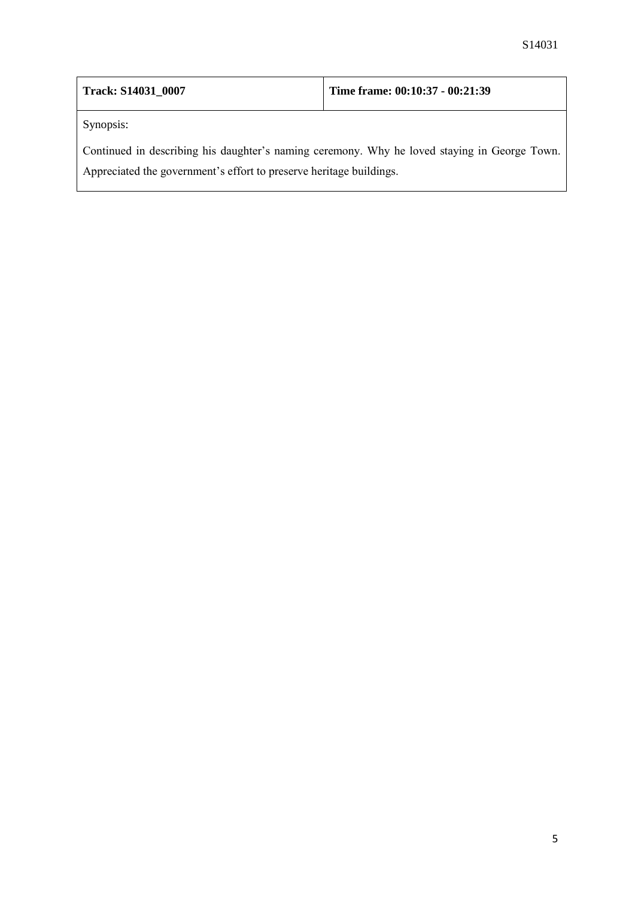| **Track: S14031_0007** | **Time frame: 00:10:37 - 00:21:39** |
|---|---|
| Synopsis: Continued in describing his daughter's naming ceremony. Why he loved staying in George Town. Appreciated the government's effort to preserve heritage buildings. | |